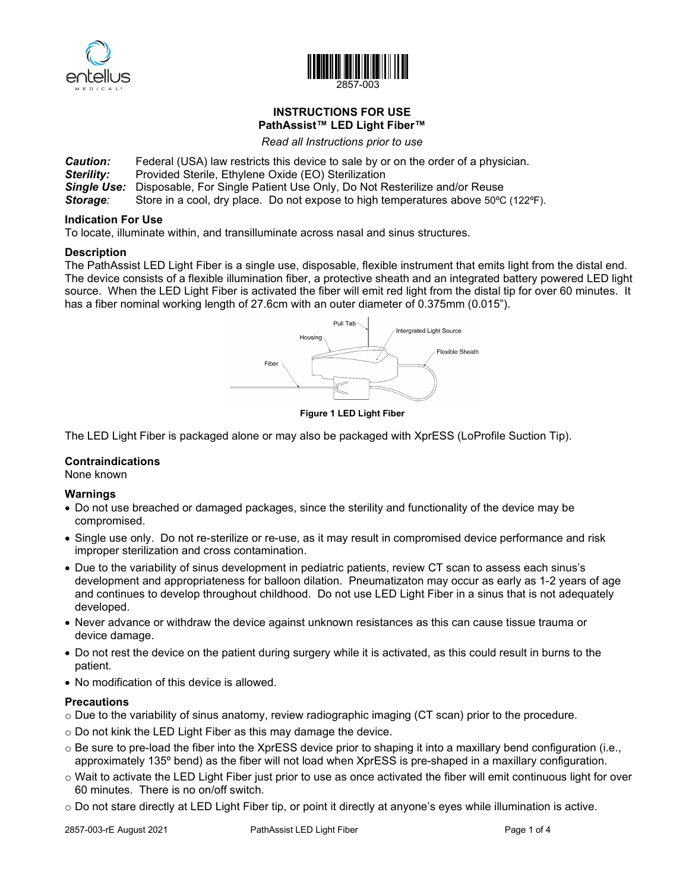2857-003

# INSTRUCTIONS FOR USE
## PathAssist™ LED Light Fiber™

*Read all Instructions prior to use*

***Caution:*** Federal (USA) law restricts this device to sale by or on the order of a physician.
***Sterility:*** Provided Sterile, Ethylene Oxide (EO) Sterilization
***Single Use:*** Disposable, For Single Patient Use Only, Do Not Resterilize and/or Reuse
***Storage:*** Store in a cool, dry place. Do not expose to high temperatures above 50ºC (122ºF).

### Indication For Use

To locate, illuminate within, and transilluminate across nasal and sinus structures.

### Description

The PathAssist LED Light Fiber is a single use, disposable, flexible instrument that emits light from the distal end. The device consists of a flexible illumination fiber, a protective sheath and an integrated battery powered LED light source. When the LED Light Fiber is activated the fiber will emit red light from the distal tip for over 60 minutes. It has a fiber nominal working length of 27.6cm with an outer diameter of 0.375mm (0.015").

Pull Tab, Housing, Intergrated Light Source, Flexible Sheath, Fiber

**Figure 1 LED Light Fiber**

The LED Light Fiber is packaged alone or may also be packaged with XprESS (LoProfile Suction Tip).

### Contraindications

None known

### Warnings

- Do not use breached or damaged packages, since the sterility and functionality of the device may be compromised.
- Single use only. Do not re-sterilize or re-use, as it may result in compromised device performance and risk improper sterilization and cross contamination.
- Due to the variability of sinus development in pediatric patients, review CT scan to assess each sinus's development and appropriateness for balloon dilation. Pneumatizaton may occur as early as 1-2 years of age and continues to develop throughout childhood. Do not use LED Light Fiber in a sinus that is not adequately developed.
- Never advance or withdraw the device against unknown resistances as this can cause tissue trauma or device damage.
- Do not rest the device on the patient during surgery while it is activated, as this could result in burns to the patient.
- No modification of this device is allowed.

### Precautions

- Due to the variability of sinus anatomy, review radiographic imaging (CT scan) prior to the procedure.
- Do not kink the LED Light Fiber as this may damage the device.
- Be sure to pre-load the fiber into the XprESS device prior to shaping it into a maxillary bend configuration (i.e., approximately 135º bend) as the fiber will not load when XprESS is pre-shaped in a maxillary configuration.
- Wait to activate the LED Light Fiber just prior to use as once activated the fiber will emit continuous light for over 60 minutes. There is no on/off switch.
- Do not stare directly at LED Light Fiber tip, or point it directly at anyone's eyes while illumination is active.

2857-003-rE August 2021 PathAssist LED Light Fiber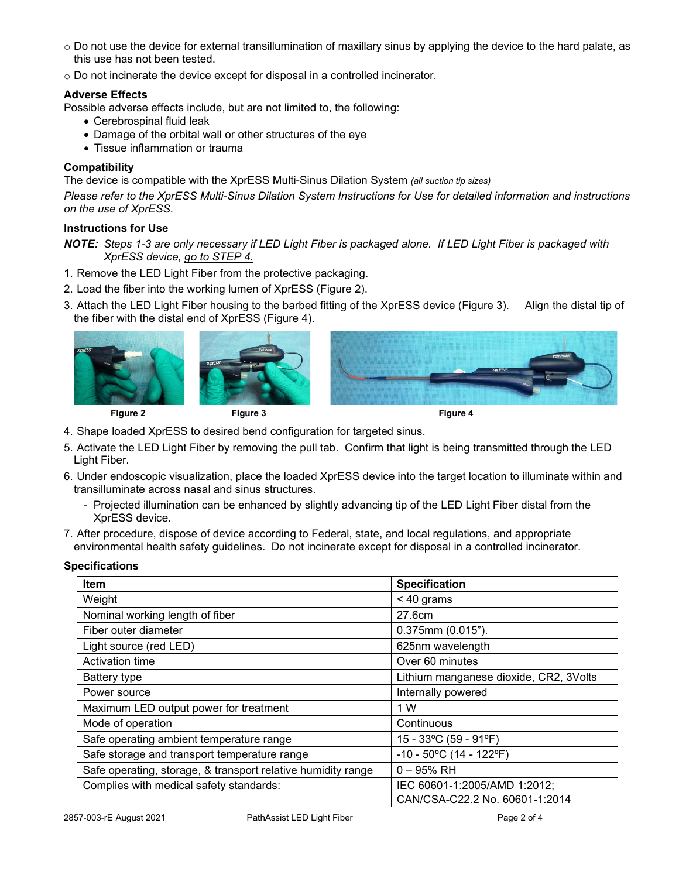- Do not use the device for external transillumination of maxillary sinus by applying the device to the hard palate, as this use has not been tested.
- Do not incinerate the device except for disposal in a controlled incinerator.

### Adverse Effects

Possible adverse effects include, but are not limited to, the following:

- Cerebrospinal fluid leak
- Damage of the orbital wall or other structures of the eye
- Tissue inflammation or trauma

### Compatibility

The device is compatible with the XprESS Multi-Sinus Dilation System *(all suction tip sizes)*

*Please refer to the XprESS Multi-Sinus Dilation System Instructions for Use for detailed information and instructions on the use of XprESS.*

### Instructions for Use

***NOTE:*** *Steps 1-3 are only necessary if LED Light Fiber is packaged alone. If LED Light Fiber is packaged with XprESS device, go to STEP 4.*

1. Remove the LED Light Fiber from the protective packaging.
2. Load the fiber into the working lumen of XprESS (Figure 2).
3. Attach the LED Light Fiber housing to the barbed fitting of the XprESS device (Figure 3). Align the distal tip of the fiber with the distal end of XprESS (Figure 4).

**Figure 2** **Figure 3** **Figure 4**

4. Shape loaded XprESS to desired bend configuration for targeted sinus.
5. Activate the LED Light Fiber by removing the pull tab. Confirm that light is being transmitted through the LED Light Fiber.
6. Under endoscopic visualization, place the loaded XprESS device into the target location to illuminate within and transilluminate across nasal and sinus structures.
   - Projected illumination can be enhanced by slightly advancing tip of the LED Light Fiber distal from the XprESS device.
7. After procedure, dispose of device according to Federal, state, and local regulations, and appropriate environmental health safety guidelines. Do not incinerate except for disposal in a controlled incinerator.

### Specifications

| Item | Specification |
|---|---|
| Weight | < 40 grams |
| Nominal working length of fiber | 27.6cm |
| Fiber outer diameter | 0.375mm (0.015"). |
| Light source (red LED) | 625nm wavelength |
| Activation time | Over 60 minutes |
| Battery type | Lithium manganese dioxide, CR2, 3Volts |
| Power source | Internally powered |
| Maximum LED output power for treatment | 1 W |
| Mode of operation | Continuous |
| Safe operating ambient temperature range | 15 - 33ºC (59 - 91ºF) |
| Safe storage and transport temperature range | -10 - 50ºC (14 - 122ºF) |
| Safe operating, storage, & transport relative humidity range | 0 – 95% RH |
| Complies with medical safety standards: | IEC 60601-1:2005/AMD 1:2012; CAN/CSA-C22.2 No. 60601-1:2014 |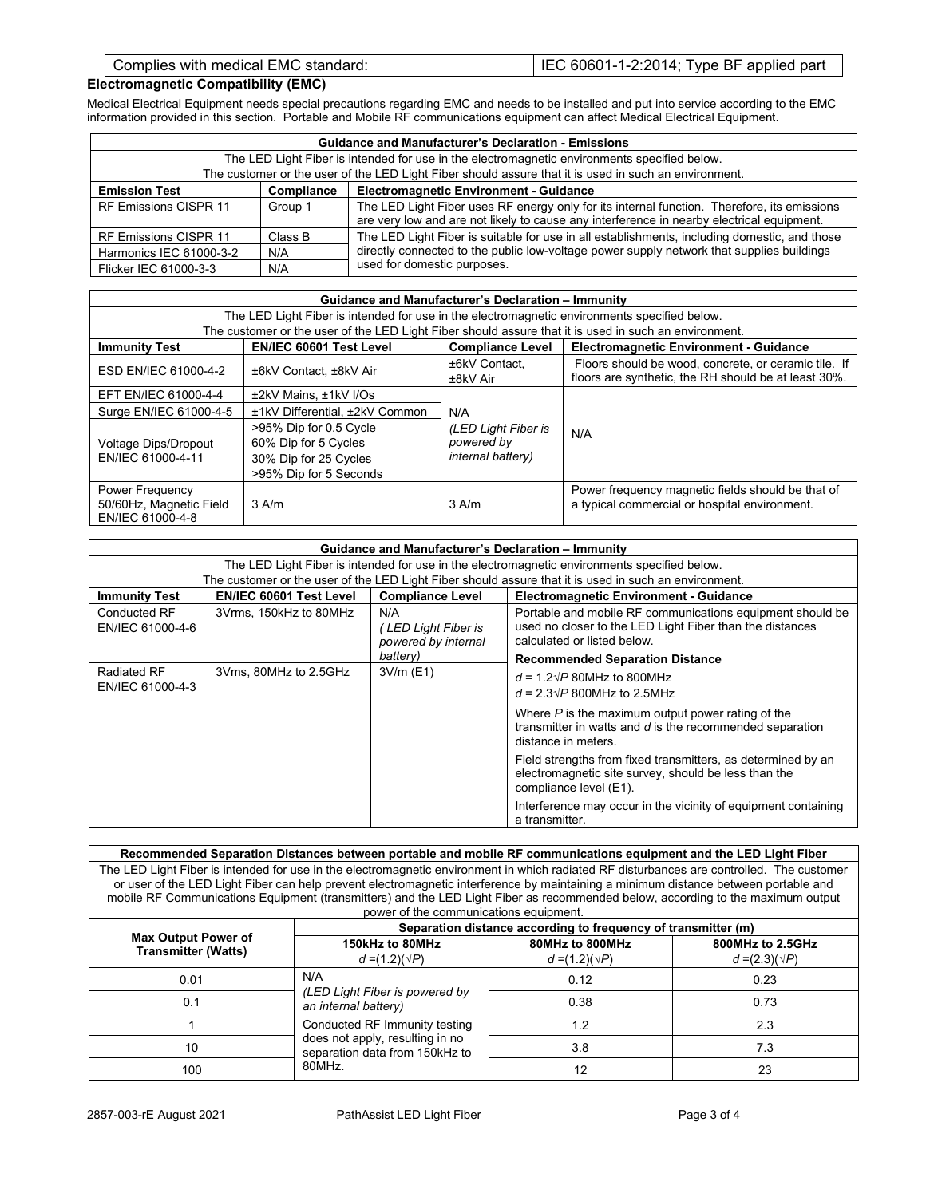| Complies with medical EMC standard: | IEC 60601-1-2:2014; Type BF applied part |
| --- | --- |

## Electromagnetic Compatibility (EMC)

Medical Electrical Equipment needs special precautions regarding EMC and needs to be installed and put into service according to the EMC information provided in this section. Portable and Mobile RF communications equipment can affect Medical Electrical Equipment.

| **Guidance and Manufacturer's Declaration - Emissions** | | |
| --- | --- | --- |
| The LED Light Fiber is intended for use in the electromagnetic environments specified below. The customer or the user of the LED Light Fiber should assure that it is used in such an environment. | | |
| **Emission Test** | **Compliance** | **Electromagnetic Environment - Guidance** |
| RF Emissions CISPR 11 | Group 1 | The LED Light Fiber uses RF energy only for its internal function. Therefore, its emissions are very low and are not likely to cause any interference in nearby electrical equipment. |
| RF Emissions CISPR 11 | Class B | The LED Light Fiber is suitable for use in all establishments, including domestic, and those directly connected to the public low-voltage power supply network that supplies buildings used for domestic purposes. |
| Harmonics IEC 61000-3-2 | N/A | |
| Flicker IEC 61000-3-3 | N/A | |

| **Guidance and Manufacturer's Declaration – Immunity** | | | |
| --- | --- | --- | --- |
| The LED Light Fiber is intended for use in the electromagnetic environments specified below. The customer or the user of the LED Light Fiber should assure that it is used in such an environment. | | | |
| **Immunity Test** | **EN/IEC 60601 Test Level** | **Compliance Level** | **Electromagnetic Environment - Guidance** |
| ESD EN/IEC 61000-4-2 | ±6kV Contact, ±8kV Air | ±6kV Contact, ±8kV Air | Floors should be wood, concrete, or ceramic tile. If floors are synthetic, the RH should be at least 30%. |
| EFT EN/IEC 61000-4-4 | ±2kV Mains, ±1kV I/Os | N/A *(LED Light Fiber is powered by internal battery)* | N/A |
| Surge EN/IEC 61000-4-5 | ±1kV Differential, ±2kV Common | | |
| Voltage Dips/Dropout EN/IEC 61000-4-11 | >95% Dip for 0.5 Cycle<br>60% Dip for 5 Cycles<br>30% Dip for 25 Cycles<br>>95% Dip for 5 Seconds | | |
| Power Frequency 50/60Hz, Magnetic Field EN/IEC 61000-4-8 | 3 A/m | 3 A/m | Power frequency magnetic fields should be that of a typical commercial or hospital environment. |

| **Guidance and Manufacturer's Declaration – Immunity** | | | |
| --- | --- | --- | --- |
| The LED Light Fiber is intended for use in the electromagnetic environments specified below. The customer or the user of the LED Light Fiber should assure that it is used in such an environment. | | | |
| **Immunity Test** | **EN/IEC 60601 Test Level** | **Compliance Level** | **Electromagnetic Environment - Guidance** |
| Conducted RF EN/IEC 61000-4-6 | 3Vrms, 150kHz to 80MHz | N/A *( LED Light Fiber is powered by internal battery)* | Portable and mobile RF communications equipment should be used no closer to the LED Light Fiber than the distances calculated or listed below. |
| Radiated RF EN/IEC 61000-4-3 | 3Vms, 80MHz to 2.5GHz | 3V/m (E1) | **Recommended Separation Distance**<br>$d = 1.2\sqrt{P}$ 80MHz to 800MHz<br>$d = 2.3\sqrt{P}$ 800MHz to 2.5MHz<br>Where $P$ is the maximum output power rating of the transmitter in watts and $d$ is the recommended separation distance in meters.<br>Field strengths from fixed transmitters, as determined by an electromagnetic site survey, should be less than the compliance level (E1).<br>Interference may occur in the vicinity of equipment containing a transmitter. |

| **Recommended Separation Distances between portable and mobile RF communications equipment and the LED Light Fiber** | | | |
| --- | --- | --- | --- |
| The LED Light Fiber is intended for use in the electromagnetic environment in which radiated RF disturbances are controlled. The customer or user of the LED Light Fiber can help prevent electromagnetic interference by maintaining a minimum distance between portable and mobile RF Communications Equipment (transmitters) and the LED Light Fiber as recommended below, according to the maximum output power of the communications equipment. | | | |
| **Max Output Power of Transmitter (Watts)** | **Separation distance according to frequency of transmitter (m)** | | |
| | **150kHz to 80MHz**<br>$d = (1.2)(\sqrt{P})$ | **80MHz to 800MHz**<br>$d = (1.2)(\sqrt{P})$ | **800MHz to 2.5GHz**<br>$d = (2.3)(\sqrt{P})$ |
| 0.01 | N/A *(LED Light Fiber is powered by an internal battery)* Conducted RF Immunity testing does not apply, resulting in no separation data from 150kHz to 80MHz. | 0.12 | 0.23 |
| 0.1 | | 0.38 | 0.73 |
| 1 | | 1.2 | 2.3 |
| 10 | | 3.8 | 7.3 |
| 100 | | 12 | 23 |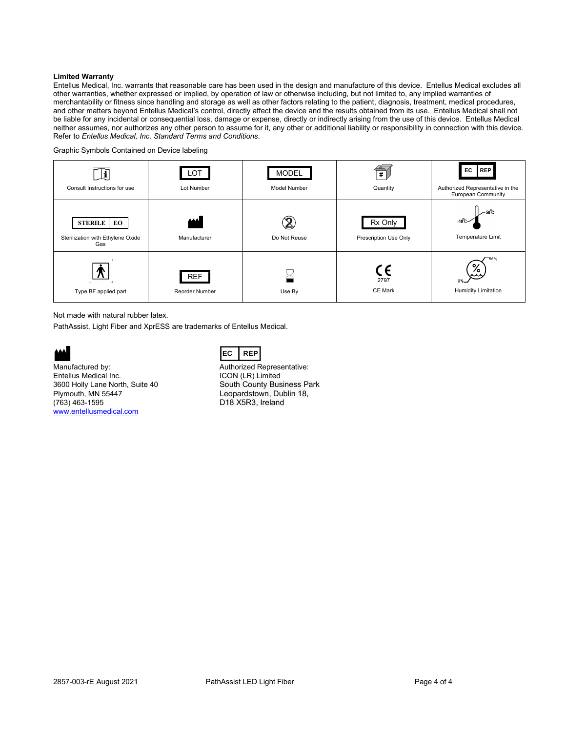**Limited Warranty**

Entellus Medical, Inc. warrants that reasonable care has been used in the design and manufacture of this device. Entellus Medical excludes all other warranties, whether expressed or implied, by operation of law or otherwise including, but not limited to, any implied warranties of merchantability or fitness since handling and storage as well as other factors relating to the patient, diagnosis, treatment, medical procedures, and other matters beyond Entellus Medical's control, directly affect the device and the results obtained from its use. Entellus Medical shall not be liable for any incidental or consequential loss, damage or expense, directly or indirectly arising from the use of this device. Entellus Medical neither assumes, nor authorizes any other person to assume for it, any other or additional liability or responsibility in connection with this device. Refer to *Entellus Medical, Inc. Standard Terms and Conditions*.

Graphic Symbols Contained on Device labeling

| | | | | |
|---|---|---|---|---|
| Consult Instructions for use | LOT<br>Lot Number | MODEL<br>Model Number | Quantity | EC REP<br>Authorized Representative in the European Community |
| STERILE EO<br>Sterilization with Ethylene Oxide Gas | Manufacturer | Do Not Reuse | Rx Only<br>Prescription Use Only | -10°C 50°C<br>Temperature Limit |
| Type BF applied part | REF<br>Reorder Number | Use By | CE 2797<br>CE Mark | 0% 95%<br>Humidity Limitation |

Not made with natural rubber latex.

PathAssist, Light Fiber and XprESS are trademarks of Entellus Medical.

Manufactured by:
Entellus Medical Inc.
3600 Holly Lane North, Suite 40
Plymouth, MN 55447
(763) 463-1595
www.entellusmedical.com

EC REP

Authorized Representative:
ICON (LR) Limited
South County Business Park
Leopardstown, Dublin 18,
D18 X5R3, Ireland

2857-003-rE August 2021 PathAssist LED Light Fiber